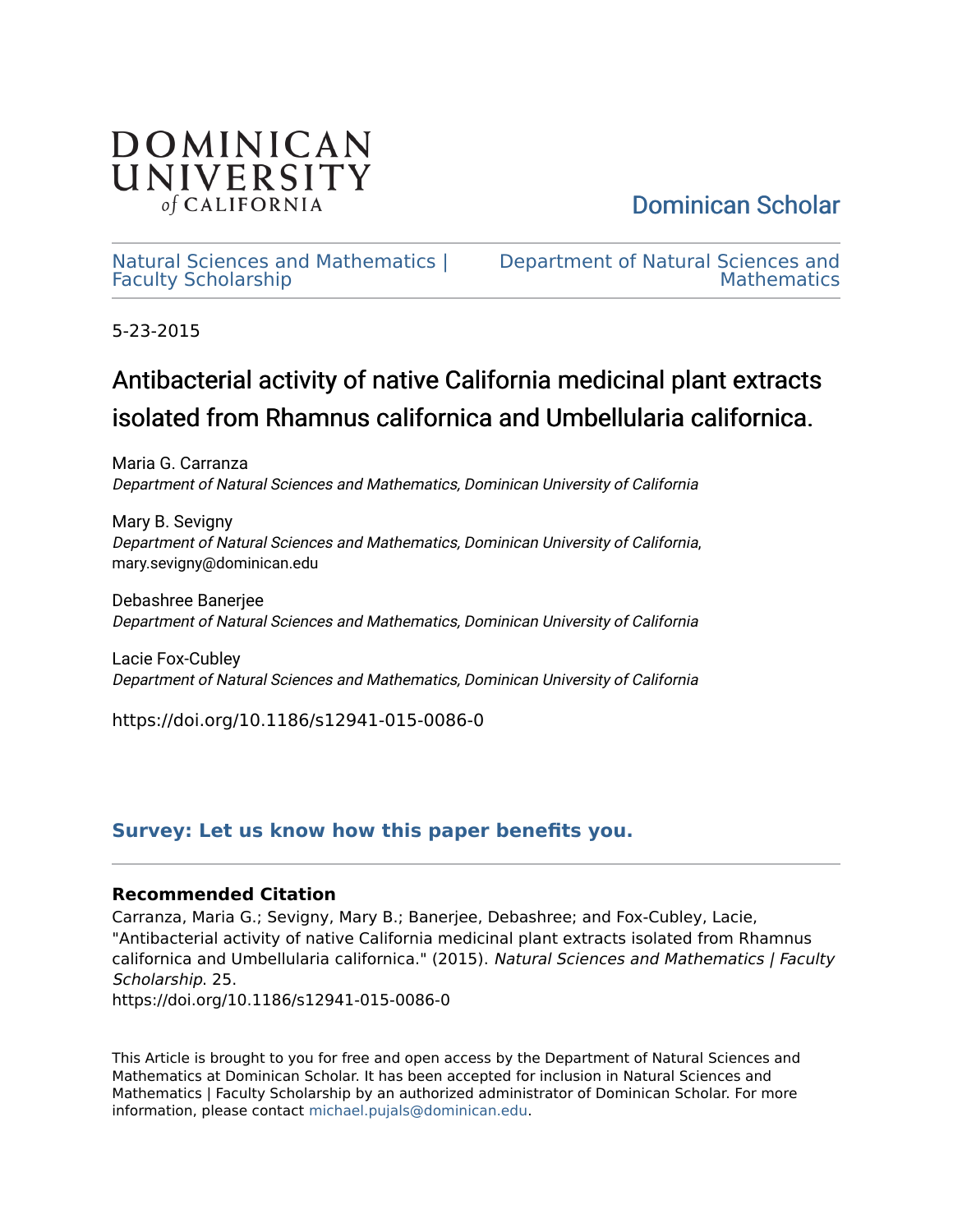DOMINICAN UNIVERSITY *of* CALIFORNIA

Dominican Scholar

Natural Sciences and Mathematics | Faculty Scholarship

Department of Natural Sciences and Mathematics

5-23-2015

# Antibacterial activity of native California medicinal plant extracts isolated from Rhamnus californica and Umbellularia californica.

Maria G. Carranza
*Department of Natural Sciences and Mathematics, Dominican University of California*

Mary B. Sevigny
*Department of Natural Sciences and Mathematics, Dominican University of California*, mary.sevigny@dominican.edu

Debashree Banerjee
*Department of Natural Sciences and Mathematics, Dominican University of California*

Lacie Fox-Cubley
*Department of Natural Sciences and Mathematics, Dominican University of California*

https://doi.org/10.1186/s12941-015-0086-0

**Survey: Let us know how this paper benefits you.**

### Recommended Citation

Carranza, Maria G.; Sevigny, Mary B.; Banerjee, Debashree; and Fox-Cubley, Lacie, "Antibacterial activity of native California medicinal plant extracts isolated from Rhamnus californica and Umbellularia californica." (2015). *Natural Sciences and Mathematics | Faculty Scholarship*. 25.
https://doi.org/10.1186/s12941-015-0086-0

This Article is brought to you for free and open access by the Department of Natural Sciences and Mathematics at Dominican Scholar. It has been accepted for inclusion in Natural Sciences and Mathematics | Faculty Scholarship by an authorized administrator of Dominican Scholar. For more information, please contact michael.pujals@dominican.edu.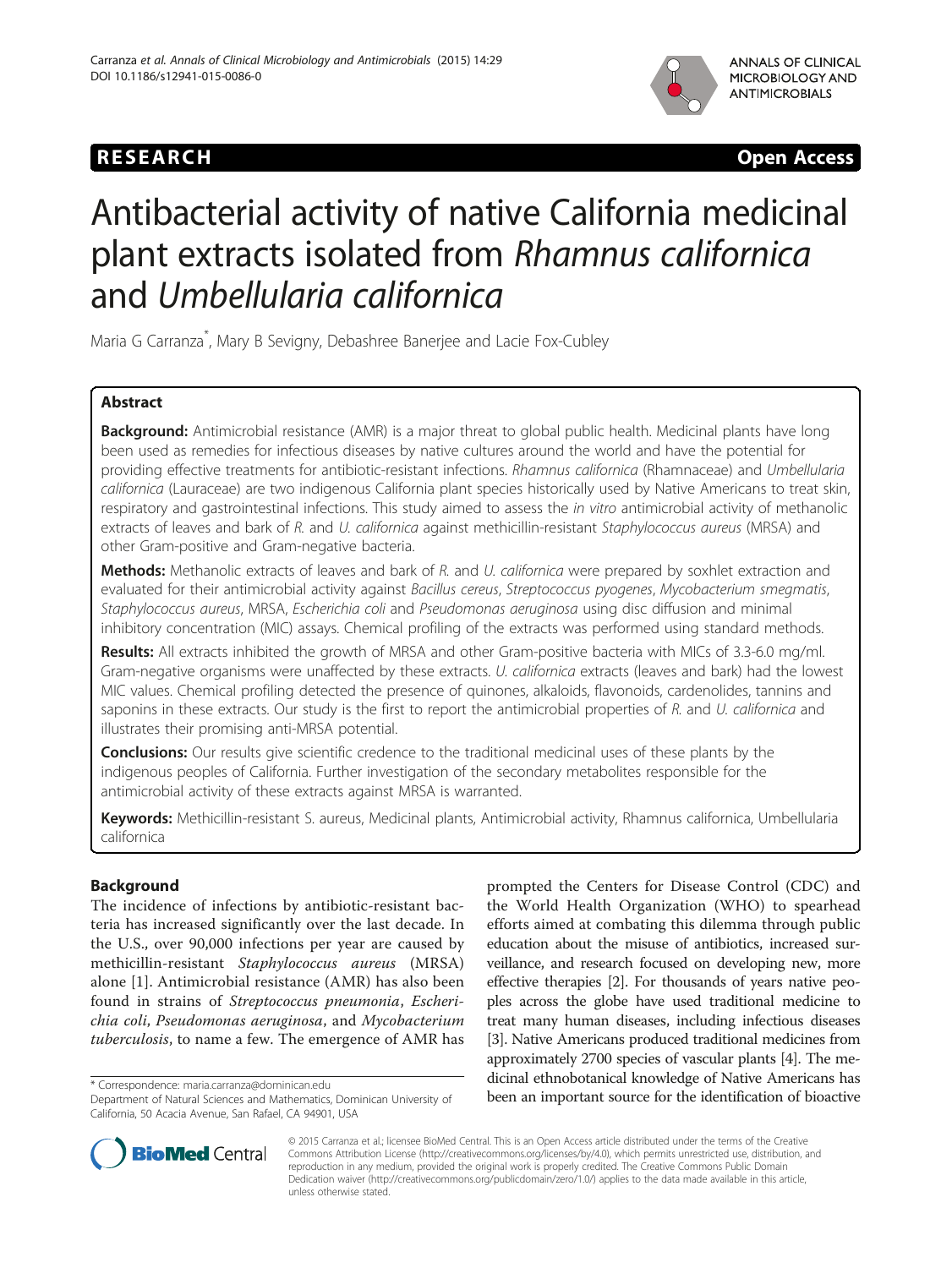# Antibacterial activity of native California medicinal plant extracts isolated from *Rhamnus californica* and *Umbellularia californica*

Maria G Carranza*, Mary B Sevigny, Debashree Banerjee and Lacie Fox-Cubley

## Abstract

**Background:** Antimicrobial resistance (AMR) is a major threat to global public health. Medicinal plants have long been used as remedies for infectious diseases by native cultures around the world and have the potential for providing effective treatments for antibiotic-resistant infections. *Rhamnus californica* (Rhamnaceae) and *Umbellularia californica* (Lauraceae) are two indigenous California plant species historically used by Native Americans to treat skin, respiratory and gastrointestinal infections. This study aimed to assess the *in vitro* antimicrobial activity of methanolic extracts of leaves and bark of *R.* and *U. californica* against methicillin-resistant *Staphylococcus aureus* (MRSA) and other Gram-positive and Gram-negative bacteria.

**Methods:** Methanolic extracts of leaves and bark of *R.* and *U. californica* were prepared by soxhlet extraction and evaluated for their antimicrobial activity against *Bacillus cereus*, *Streptococcus pyogenes*, *Mycobacterium smegmatis*, *Staphylococcus aureus*, MRSA, *Escherichia coli* and *Pseudomonas aeruginosa* using disc diffusion and minimal inhibitory concentration (MIC) assays. Chemical profiling of the extracts was performed using standard methods.

**Results:** All extracts inhibited the growth of MRSA and other Gram-positive bacteria with MICs of 3.3-6.0 mg/ml. Gram-negative organisms were unaffected by these extracts. *U. californica* extracts (leaves and bark) had the lowest MIC values. Chemical profiling detected the presence of quinones, alkaloids, flavonoids, cardenolides, tannins and saponins in these extracts. Our study is the first to report the antimicrobial properties of *R.* and *U. californica* and illustrates their promising anti-MRSA potential.

**Conclusions:** Our results give scientific credence to the traditional medicinal uses of these plants by the indigenous peoples of California. Further investigation of the secondary metabolites responsible for the antimicrobial activity of these extracts against MRSA is warranted.

**Keywords:** Methicillin-resistant S. aureus, Medicinal plants, Antimicrobial activity, Rhamnus californica, Umbellularia californica

## Background

The incidence of infections by antibiotic-resistant bacteria has increased significantly over the last decade. In the U.S., over 90,000 infections per year are caused by methicillin-resistant *Staphylococcus aureus* (MRSA) alone [1]. Antimicrobial resistance (AMR) has also been found in strains of *Streptococcus pneumonia*, *Escherichia coli*, *Pseudomonas aeruginosa*, and *Mycobacterium tuberculosis*, to name a few. The emergence of AMR has prompted the Centers for Disease Control (CDC) and the World Health Organization (WHO) to spearhead efforts aimed at combating this dilemma through public education about the misuse of antibiotics, increased surveillance, and research focused on developing new, more effective therapies [2]. For thousands of years native peoples across the globe have used traditional medicine to treat many human diseases, including infectious diseases [3]. Native Americans produced traditional medicines from approximately 2700 species of vascular plants [4]. The medicinal ethnobotanical knowledge of Native Americans has been an important source for the identification of bioactive

\* Correspondence: maria.carranza@dominican.edu
Department of Natural Sciences and Mathematics, Dominican University of California, 50 Acacia Avenue, San Rafael, CA 94901, USA

© 2015 Carranza et al.; licensee BioMed Central. This is an Open Access article distributed under the terms of the Creative Commons Attribution License (http://creativecommons.org/licenses/by/4.0), which permits unrestricted use, distribution, and reproduction in any medium, provided the original work is properly credited. The Creative Commons Public Domain Dedication waiver (http://creativecommons.org/publicdomain/zero/1.0/) applies to the data made available in this article, unless otherwise stated.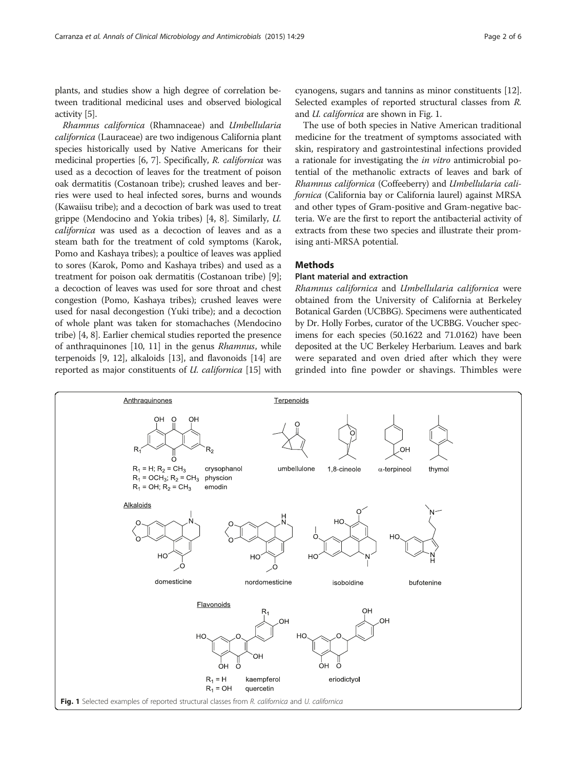plants, and studies show a high degree of correlation between traditional medicinal uses and observed biological activity [5].

*Rhamnus californica* (Rhamnaceae) and *Umbellularia californica* (Lauraceae) are two indigenous California plant species historically used by Native Americans for their medicinal properties [6, 7]. Specifically, *R. californica* was used as a decoction of leaves for the treatment of poison oak dermatitis (Costanoan tribe); crushed leaves and berries were used to heal infected sores, burns and wounds (Kawaiisu tribe); and a decoction of bark was used to treat grippe (Mendocino and Yokia tribes) [4, 8]. Similarly, *U. californica* was used as a decoction of leaves and as a steam bath for the treatment of cold symptoms (Karok, Pomo and Kashaya tribes); a poultice of leaves was applied to sores (Karok, Pomo and Kashaya tribes) and used as a treatment for poison oak dermatitis (Costanoan tribe) [9]; a decoction of leaves was used for sore throat and chest congestion (Pomo, Kashaya tribes); crushed leaves were used for nasal decongestion (Yuki tribe); and a decoction of whole plant was taken for stomachaches (Mendocino tribe) [4, 8]. Earlier chemical studies reported the presence of anthraquinones [10, 11] in the genus *Rhamnus*, while terpenoids [9, 12], alkaloids [13], and flavonoids [14] are reported as major constituents of *U. californica* [15] with cyanogens, sugars and tannins as minor constituents [12]. Selected examples of reported structural classes from *R.* and *U. californica* are shown in Fig. 1.

The use of both species in Native American traditional medicine for the treatment of symptoms associated with skin, respiratory and gastrointestinal infections provided a rationale for investigating the *in vitro* antimicrobial potential of the methanolic extracts of leaves and bark of *Rhamnus californica* (Coffeeberry) and *Umbellularia californica* (California bay or California laurel) against MRSA and other types of Gram-positive and Gram-negative bacteria. We are the first to report the antibacterial activity of extracts from these two species and illustrate their promising anti-MRSA potential.

## Methods

### Plant material and extraction

*Rhamnus californica* and *Umbellularia californica* were obtained from the University of California at Berkeley Botanical Garden (UCBBG). Specimens were authenticated by Dr. Holly Forbes, curator of the UCBBG. Voucher specimens for each species (50.1622 and 71.0162) have been deposited at the UC Berkeley Herbarium. Leaves and bark were separated and oven dried after which they were grinded into fine powder or shavings. Thimbles were

**Fig. 1** Selected examples of reported structural classes from *R. californica* and *U. californica*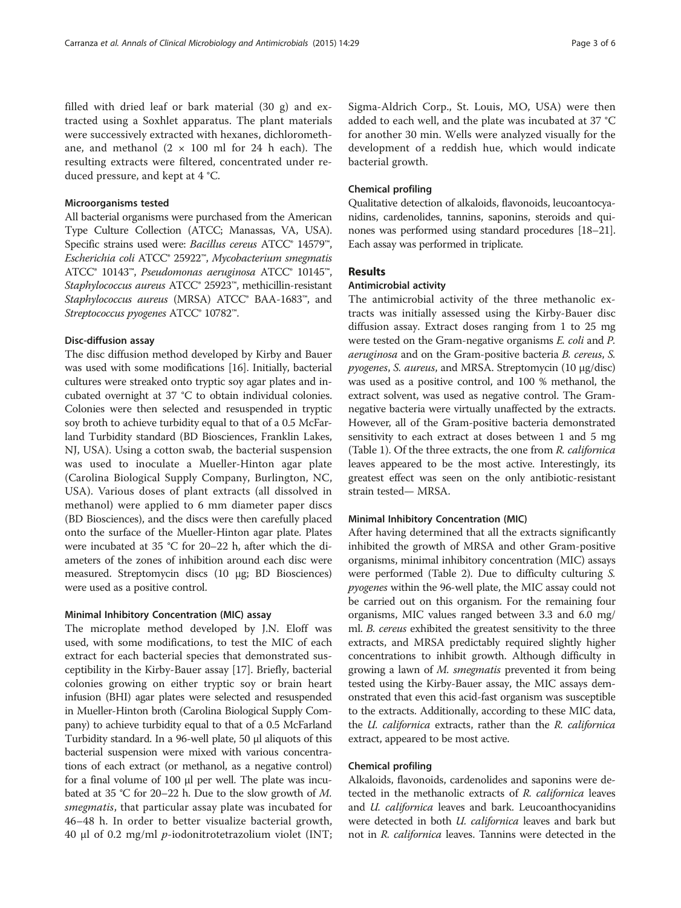filled with dried leaf or bark material (30 g) and extracted using a Soxhlet apparatus. The plant materials were successively extracted with hexanes, dichloromethane, and methanol (2 × 100 ml for 24 h each). The resulting extracts were filtered, concentrated under reduced pressure, and kept at 4 °C.

### Microorganisms tested

All bacterial organisms were purchased from the American Type Culture Collection (ATCC; Manassas, VA, USA). Specific strains used were: *Bacillus cereus* ATCC® 14579™, *Escherichia coli* ATCC® 25922™, *Mycobacterium smegmatis* ATCC® 10143™, *Pseudomonas aeruginosa* ATCC® 10145™, *Staphylococcus aureus* ATCC® 25923™, methicillin-resistant *Staphylococcus aureus* (MRSA) ATCC® BAA-1683™, and *Streptococcus pyogenes* ATCC® 10782™.

### Disc-diffusion assay

The disc diffusion method developed by Kirby and Bauer was used with some modifications [16]. Initially, bacterial cultures were streaked onto tryptic soy agar plates and incubated overnight at 37 °C to obtain individual colonies. Colonies were then selected and resuspended in tryptic soy broth to achieve turbidity equal to that of a 0.5 McFarland Turbidity standard (BD Biosciences, Franklin Lakes, NJ, USA). Using a cotton swab, the bacterial suspension was used to inoculate a Mueller-Hinton agar plate (Carolina Biological Supply Company, Burlington, NC, USA). Various doses of plant extracts (all dissolved in methanol) were applied to 6 mm diameter paper discs (BD Biosciences), and the discs were then carefully placed onto the surface of the Mueller-Hinton agar plate. Plates were incubated at 35 °C for 20–22 h, after which the diameters of the zones of inhibition around each disc were measured. Streptomycin discs (10 μg; BD Biosciences) were used as a positive control.

### Minimal Inhibitory Concentration (MIC) assay

The microplate method developed by J.N. Eloff was used, with some modifications, to test the MIC of each extract for each bacterial species that demonstrated susceptibility in the Kirby-Bauer assay [17]. Briefly, bacterial colonies growing on either tryptic soy or brain heart infusion (BHI) agar plates were selected and resuspended in Mueller-Hinton broth (Carolina Biological Supply Company) to achieve turbidity equal to that of a 0.5 McFarland Turbidity standard. In a 96-well plate, 50 μl aliquots of this bacterial suspension were mixed with various concentrations of each extract (or methanol, as a negative control) for a final volume of 100 μl per well. The plate was incubated at 35 °C for 20–22 h. Due to the slow growth of *M. smegmatis*, that particular assay plate was incubated for 46–48 h. In order to better visualize bacterial growth, 40 μl of 0.2 mg/ml *p*-iodonitrotetrazolium violet (INT; Sigma-Aldrich Corp., St. Louis, MO, USA) were then added to each well, and the plate was incubated at 37 °C for another 30 min. Wells were analyzed visually for the development of a reddish hue, which would indicate bacterial growth.

### Chemical profiling

Qualitative detection of alkaloids, flavonoids, leucoantocyanidins, cardenolides, tannins, saponins, steroids and quinones was performed using standard procedures [18–21]. Each assay was performed in triplicate.

## Results

### Antimicrobial activity

The antimicrobial activity of the three methanolic extracts was initially assessed using the Kirby-Bauer disc diffusion assay. Extract doses ranging from 1 to 25 mg were tested on the Gram-negative organisms *E. coli* and *P. aeruginosa* and on the Gram-positive bacteria *B. cereus*, *S. pyogenes*, *S. aureus*, and MRSA. Streptomycin (10 μg/disc) was used as a positive control, and 100 % methanol, the extract solvent, was used as negative control. The Gram-negative bacteria were virtually unaffected by the extracts. However, all of the Gram-positive bacteria demonstrated sensitivity to each extract at doses between 1 and 5 mg (Table 1). Of the three extracts, the one from *R. californica* leaves appeared to be the most active. Interestingly, its greatest effect was seen on the only antibiotic-resistant strain tested— MRSA.

### Minimal Inhibitory Concentration (MIC)

After having determined that all the extracts significantly inhibited the growth of MRSA and other Gram-positive organisms, minimal inhibitory concentration (MIC) assays were performed (Table 2). Due to difficulty culturing *S. pyogenes* within the 96-well plate, the MIC assay could not be carried out on this organism. For the remaining four organisms, MIC values ranged between 3.3 and 6.0 mg/ml. *B. cereus* exhibited the greatest sensitivity to the three extracts, and MRSA predictably required slightly higher concentrations to inhibit growth. Although difficulty in growing a lawn of *M. smegmatis* prevented it from being tested using the Kirby-Bauer assay, the MIC assays demonstrated that even this acid-fast organism was susceptible to the extracts. Additionally, according to these MIC data, the *U. californica* extracts, rather than the *R. californica* extract, appeared to be most active.

### Chemical profiling

Alkaloids, flavonoids, cardenolides and saponins were detected in the methanolic extracts of *R. californica* leaves and *U. californica* leaves and bark. Leucoanthocyanidins were detected in both *U. californica* leaves and bark but not in *R. californica* leaves. Tannins were detected in the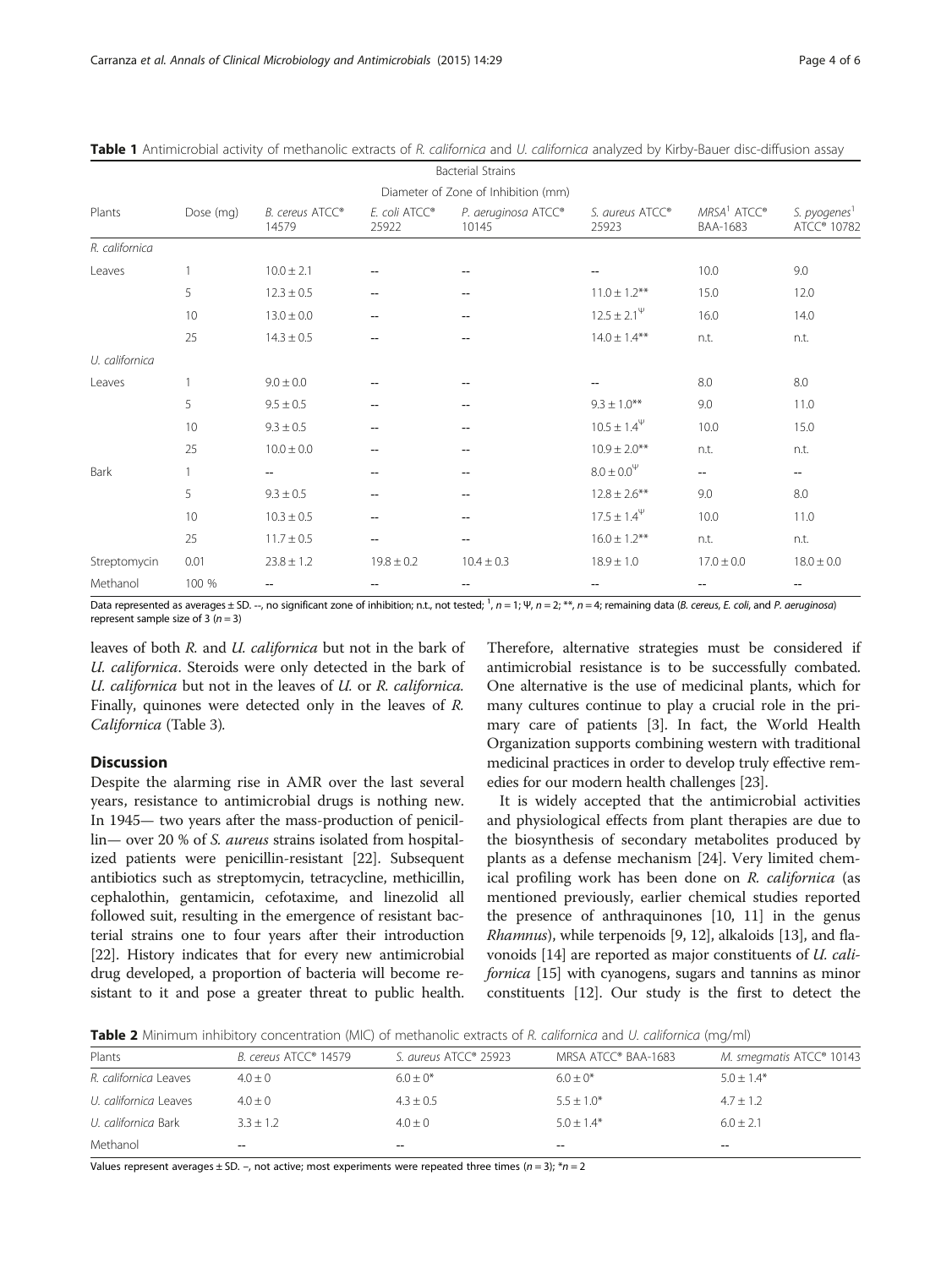**Table 1** Antimicrobial activity of methanolic extracts of *R. californica* and *U. californica* analyzed by Kirby-Bauer disc-diffusion assay

| Plants | Dose (mg) | Bacterial Strains — Diameter of Zone of Inhibition (mm) | | | | | |
|---|---|---|---|---|---|---|---|
| | | *B. cereus* ATCC® 14579 | *E. coli* ATCC® 25922 | *P. aeruginosa* ATCC® 10145 | *S. aureus* ATCC® 25923 | MRSA[1] ATCC® BAA-1683 | *S. pyogenes*[1] ATCC® 10782 |
| *R. californica* | | | | | | | |
| Leaves | 1 | 10.0 ± 2.1 | -- | -- | -- | 10.0 | 9.0 |
| | 5 | 12.3 ± 0.5 | -- | -- | 11.0 ± 1.2** | 15.0 | 12.0 |
| | 10 | 13.0 ± 0.0 | -- | -- | 12.5 ± 2.1$^{\Psi}$ | 16.0 | 14.0 |
| | 25 | 14.3 ± 0.5 | -- | -- | 14.0 ± 1.4** | n.t. | n.t. |
| *U. californica* | | | | | | | |
| Leaves | 1 | 9.0 ± 0.0 | -- | -- | -- | 8.0 | 8.0 |
| | 5 | 9.5 ± 0.5 | -- | -- | 9.3 ± 1.0** | 9.0 | 11.0 |
| | 10 | 9.3 ± 0.5 | -- | -- | 10.5 ± 1.4$^{\Psi}$ | 10.0 | 15.0 |
| | 25 | 10.0 ± 0.0 | -- | -- | 10.9 ± 2.0** | n.t. | n.t. |
| Bark | 1 | -- | -- | -- | 8.0 ± 0.0$^{\Psi}$ | -- | -- |
| | 5 | 9.3 ± 0.5 | -- | -- | 12.8 ± 2.6** | 9.0 | 8.0 |
| | 10 | 10.3 ± 0.5 | -- | -- | 17.5 ± 1.4$^{\Psi}$ | 10.0 | 11.0 |
| | 25 | 11.7 ± 0.5 | -- | -- | 16.0 ± 1.2** | n.t. | n.t. |
| Streptomycin | 0.01 | 23.8 ± 1.2 | 19.8 ± 0.2 | 10.4 ± 0.3 | 18.9 ± 1.0 | 17.0 ± 0.0 | 18.0 ± 0.0 |
| Methanol | 100 % | -- | -- | -- | -- | -- | -- |

Data represented as averages ± SD. --, no significant zone of inhibition; n.t., not tested; [1], $n = 1$; Ψ, $n = 2$; **, $n = 4$; remaining data (*B. cereus*, *E. coli*, and *P. aeruginosa*) represent sample size of 3 ($n = 3$)

leaves of both *R.* and *U. californica* but not in the bark of *U. californica*. Steroids were only detected in the bark of *U. californica* but not in the leaves of *U.* or *R. californica.* Finally, quinones were detected only in the leaves of *R. Californica* (Table 3).

## Discussion

Despite the alarming rise in AMR over the last several years, resistance to antimicrobial drugs is nothing new. In 1945— two years after the mass-production of penicillin— over 20 % of *S. aureus* strains isolated from hospitalized patients were penicillin-resistant [22]. Subsequent antibiotics such as streptomycin, tetracycline, methicillin, cephalothin, gentamicin, cefotaxime, and linezolid all followed suit, resulting in the emergence of resistant bacterial strains one to four years after their introduction [22]. History indicates that for every new antimicrobial drug developed, a proportion of bacteria will become resistant to it and pose a greater threat to public health. Therefore, alternative strategies must be considered if antimicrobial resistance is to be successfully combated. One alternative is the use of medicinal plants, which for many cultures continue to play a crucial role in the primary care of patients [3]. In fact, the World Health Organization supports combining western with traditional medicinal practices in order to develop truly effective remedies for our modern health challenges [23].

It is widely accepted that the antimicrobial activities and physiological effects from plant therapies are due to the biosynthesis of secondary metabolites produced by plants as a defense mechanism [24]. Very limited chemical profiling work has been done on *R. californica* (as mentioned previously, earlier chemical studies reported the presence of anthraquinones [10, 11] in the genus *Rhamnus*), while terpenoids [9, 12], alkaloids [13], and flavonoids [14] are reported as major constituents of *U. californica* [15] with cyanogens, sugars and tannins as minor constituents [12]. Our study is the first to detect the

**Table 2** Minimum inhibitory concentration (MIC) of methanolic extracts of *R. californica* and *U. californica* (mg/ml)

| Plants | *B. cereus* ATCC® 14579 | *S. aureus* ATCC® 25923 | MRSA ATCC® BAA-1683 | *M. smegmatis* ATCC® 10143 |
|---|---|---|---|---|
| *R. californica* Leaves | 4.0 ± 0 | 6.0 ± 0* | 6.0 ± 0* | 5.0 ± 1.4* |
| *U. californica* Leaves | 4.0 ± 0 | 4.3 ± 0.5 | 5.5 ± 1.0* | 4.7 ± 1.2 |
| *U. californica* Bark | 3.3 ± 1.2 | 4.0 ± 0 | 5.0 ± 1.4* | 6.0 ± 2.1 |
| Methanol | -- | -- | -- | -- |

Values represent averages ± SD. –, not active; most experiments were repeated three times ($n = 3$); *$n = 2$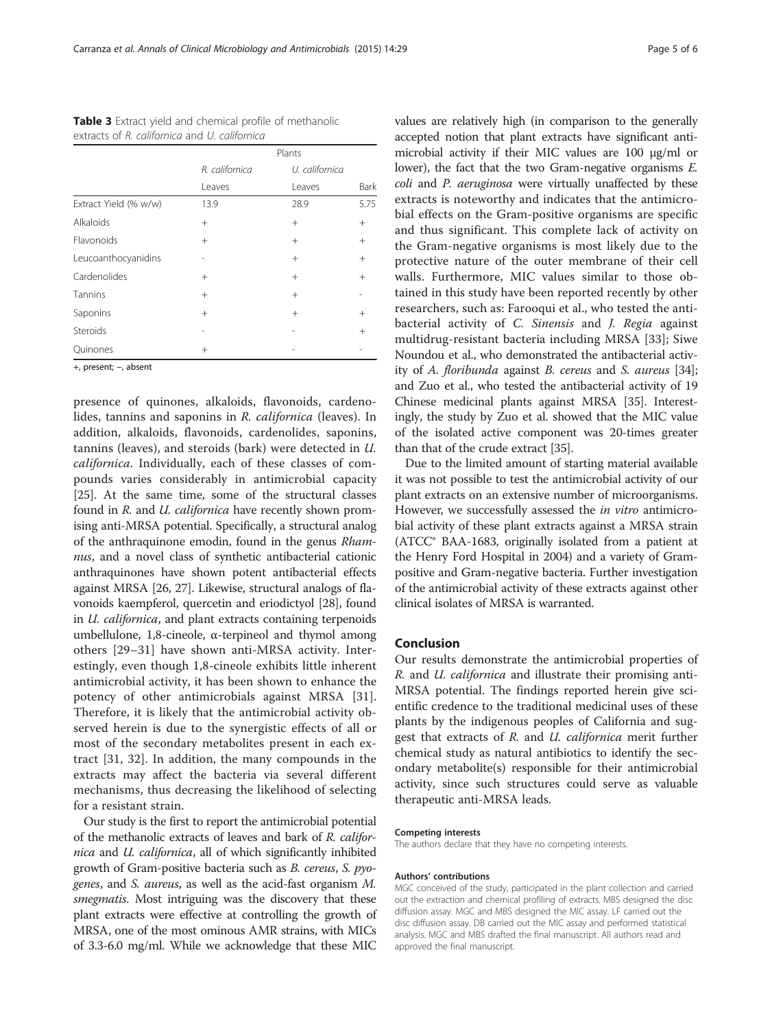**Table 3** Extract yield and chemical profile of methanolic extracts of *R. californica* and *U. californica*

| | Plants | | |
|---|---|---|---|
| | *R. californica* | *U. californica* | |
| | Leaves | Leaves | Bark |
| Extract Yield (% w/w) | 13.9 | 28.9 | 5.75 |
| Alkaloids | + | + | + |
| Flavonoids | + | + | + |
| Leucoanthocyanidins | - | + | + |
| Cardenolides | + | + | + |
| Tannins | + | + | - |
| Saponins | + | + | + |
| Steroids | - | - | + |
| Quinones | + | - | - |

+, present; −, absent

presence of quinones, alkaloids, flavonoids, cardenolides, tannins and saponins in *R. californica* (leaves). In addition, alkaloids, flavonoids, cardenolides, saponins, tannins (leaves), and steroids (bark) were detected in *U. californica*. Individually, each of these classes of compounds varies considerably in antimicrobial capacity [25]. At the same time, some of the structural classes found in *R.* and *U. californica* have recently shown promising anti-MRSA potential. Specifically, a structural analog of the anthraquinone emodin, found in the genus *Rhamnus*, and a novel class of synthetic antibacterial cationic anthraquinones have shown potent antibacterial effects against MRSA [26, 27]. Likewise, structural analogs of flavonoids kaempferol, quercetin and eriodictyol [28], found in *U. californica*, and plant extracts containing terpenoids umbellulone, 1,8-cineole, α-terpineol and thymol among others [29–31] have shown anti-MRSA activity. Interestingly, even though 1,8-cineole exhibits little inherent antimicrobial activity, it has been shown to enhance the potency of other antimicrobials against MRSA [31]. Therefore, it is likely that the antimicrobial activity observed herein is due to the synergistic effects of all or most of the secondary metabolites present in each extract [31, 32]. In addition, the many compounds in the extracts may affect the bacteria via several different mechanisms, thus decreasing the likelihood of selecting for a resistant strain.

Our study is the first to report the antimicrobial potential of the methanolic extracts of leaves and bark of *R. californica* and *U. californica*, all of which significantly inhibited growth of Gram-positive bacteria such as *B. cereus*, *S. pyogenes*, and *S. aureus*, as well as the acid-fast organism *M. smegmatis*. Most intriguing was the discovery that these plant extracts were effective at controlling the growth of MRSA, one of the most ominous AMR strains, with MICs of 3.3-6.0 mg/ml. While we acknowledge that these MIC values are relatively high (in comparison to the generally accepted notion that plant extracts have significant antimicrobial activity if their MIC values are 100 μg/ml or lower), the fact that the two Gram-negative organisms *E. coli* and *P. aeruginosa* were virtually unaffected by these extracts is noteworthy and indicates that the antimicrobial effects on the Gram-positive organisms are specific and thus significant. This complete lack of activity on the Gram-negative organisms is most likely due to the protective nature of the outer membrane of their cell walls. Furthermore, MIC values similar to those obtained in this study have been reported recently by other researchers, such as: Farooqui et al., who tested the antibacterial activity of *C. Sinensis* and *J. Regia* against multidrug-resistant bacteria including MRSA [33]; Siwe Noundou et al., who demonstrated the antibacterial activity of *A. floribunda* against *B. cereus* and *S. aureus* [34]; and Zuo et al., who tested the antibacterial activity of 19 Chinese medicinal plants against MRSA [35]. Interestingly, the study by Zuo et al. showed that the MIC value of the isolated active component was 20-times greater than that of the crude extract [35].

Due to the limited amount of starting material available it was not possible to test the antimicrobial activity of our plant extracts on an extensive number of microorganisms. However, we successfully assessed the *in vitro* antimicrobial activity of these plant extracts against a MRSA strain (ATCC® BAA-1683, originally isolated from a patient at the Henry Ford Hospital in 2004) and a variety of Gram-positive and Gram-negative bacteria. Further investigation of the antimicrobial activity of these extracts against other clinical isolates of MRSA is warranted.

## Conclusion

Our results demonstrate the antimicrobial properties of *R.* and *U. californica* and illustrate their promising anti-MRSA potential. The findings reported herein give scientific credence to the traditional medicinal uses of these plants by the indigenous peoples of California and suggest that extracts of *R.* and *U. californica* merit further chemical study as natural antibiotics to identify the secondary metabolite(s) responsible for their antimicrobial activity, since such structures could serve as valuable therapeutic anti-MRSA leads.

#### Competing interests

The authors declare that they have no competing interests.

#### Authors' contributions

MGC conceived of the study, participated in the plant collection and carried out the extraction and chemical profiling of extracts. MBS designed the disc diffusion assay. MGC and MBS designed the MIC assay. LF carried out the disc diffusion assay. DB carried out the MIC assay and performed statistical analysis. MGC and MBS drafted the final manuscript. All authors read and approved the final manuscript.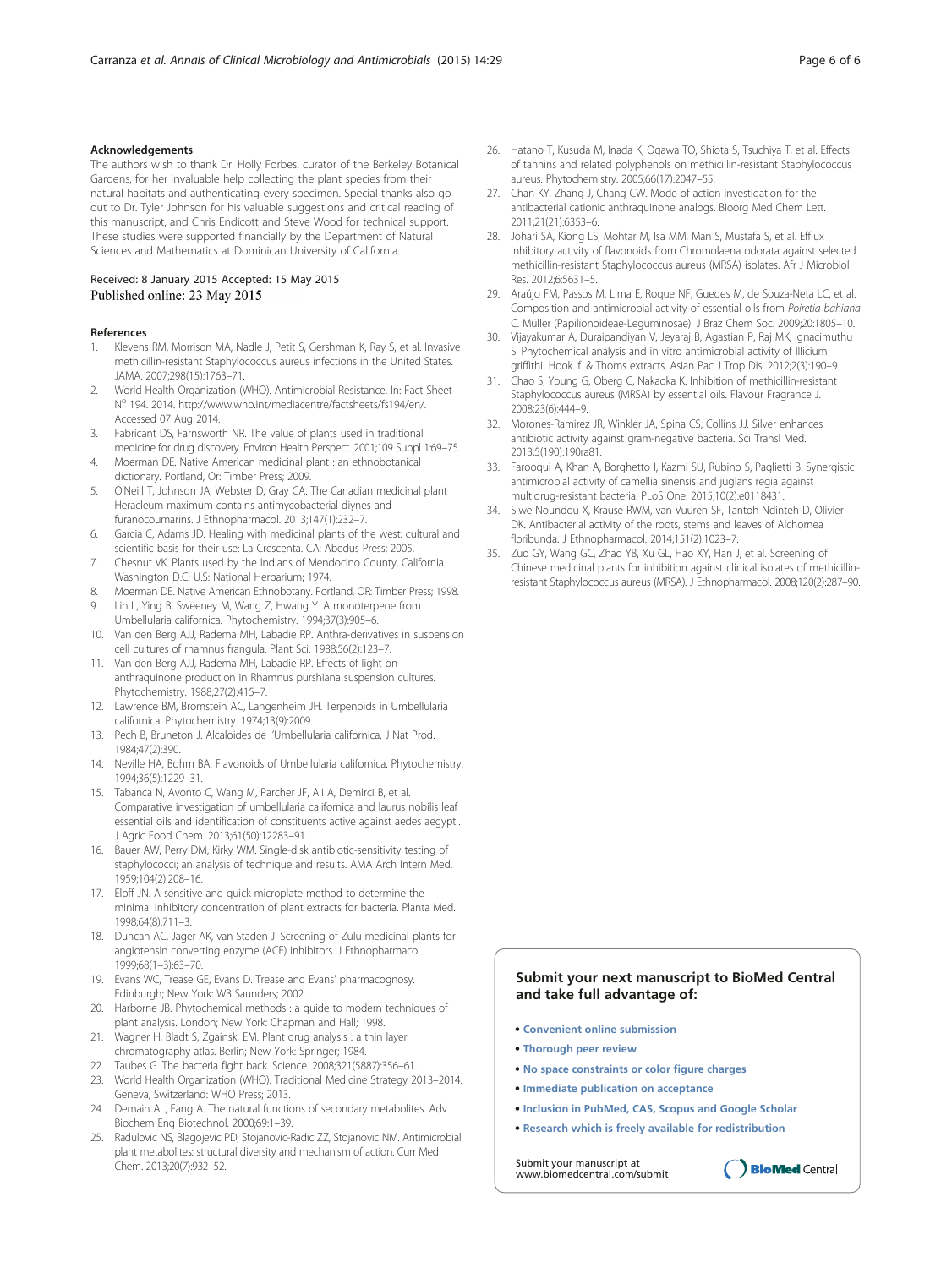## Acknowledgements

The authors wish to thank Dr. Holly Forbes, curator of the Berkeley Botanical Gardens, for her invaluable help collecting the plant species from their natural habitats and authenticating every specimen. Special thanks also go out to Dr. Tyler Johnson for his valuable suggestions and critical reading of this manuscript, and Chris Endicott and Steve Wood for technical support. These studies were supported financially by the Department of Natural Sciences and Mathematics at Dominican University of California.

Received: 8 January 2015 Accepted: 15 May 2015
Published online: 23 May 2015

## References

1. Klevens RM, Morrison MA, Nadle J, Petit S, Gershman K, Ray S, et al. Invasive methicillin-resistant Staphylococcus aureus infections in the United States. JAMA. 2007;298(15):1763–71.
2. World Health Organization (WHO). Antimicrobial Resistance. In: Fact Sheet N° 194. 2014. http://www.who.int/mediacentre/factsheets/fs194/en/. Accessed 07 Aug 2014.
3. Fabricant DS, Farnsworth NR. The value of plants used in traditional medicine for drug discovery. Environ Health Perspect. 2001;109 Suppl 1:69–75.
4. Moerman DE. Native American medicinal plant : an ethnobotanical dictionary. Portland, Or: Timber Press; 2009.
5. O'Neill T, Johnson JA, Webster D, Gray CA. The Canadian medicinal plant Heracleum maximum contains antimycobacterial diynes and furanocoumarins. J Ethnopharmacol. 2013;147(1):232–7.
6. Garcia C, Adams JD. Healing with medicinal plants of the west: cultural and scientific basis for their use: La Crescenta. CA: Abedus Press; 2005.
7. Chesnut VK. Plants used by the Indians of Mendocino County, California. Washington D.C: U.S: National Herbarium; 1974.
8. Moerman DE. Native American Ethnobotany. Portland, OR: Timber Press; 1998.
9. Lin L, Ying B, Sweeney M, Wang Z, Hwang Y. A monoterpene from Umbellularia californica. Phytochemistry. 1994;37(3):905–6.
10. Van den Berg AJJ, Radema MH, Labadie RP. Anthra-derivatives in suspension cell cultures of rhamnus frangula. Plant Sci. 1988;56(2):123–7.
11. Van den Berg AJJ, Radema MH, Labadie RP. Effects of light on anthraquinone production in Rhamnus purshiana suspension cultures. Phytochemistry. 1988;27(2):415–7.
12. Lawrence BM, Bromstein AC, Langenheim JH. Terpenoids in Umbellularia californica. Phytochemistry. 1974;13(9):2009.
13. Pech B, Bruneton J. Alcaloides de l'Umbellularia californica. J Nat Prod. 1984;47(2):390.
14. Neville HA, Bohm BA. Flavonoids of Umbellularia californica. Phytochemistry. 1994;36(5):1229–31.
15. Tabanca N, Avonto C, Wang M, Parcher JF, Ali A, Demirci B, et al. Comparative investigation of umbellularia californica and laurus nobilis leaf essential oils and identification of constituents active against aedes aegypti. J Agric Food Chem. 2013;61(50):12283–91.
16. Bauer AW, Perry DM, Kirky WM. Single-disk antibiotic-sensitivity testing of staphylococci; an analysis of technique and results. AMA Arch Intern Med. 1959;104(2):208–16.
17. Eloff JN. A sensitive and quick microplate method to determine the minimal inhibitory concentration of plant extracts for bacteria. Planta Med. 1998;64(8):711–3.
18. Duncan AC, Jager AK, van Staden J. Screening of Zulu medicinal plants for angiotensin converting enzyme (ACE) inhibitors. J Ethnopharmacol. 1999;68(1–3):63–70.
19. Evans WC, Trease GE, Evans D. Trease and Evans' pharmacognosy. Edinburgh; New York: WB Saunders; 2002.
20. Harborne JB. Phytochemical methods : a guide to modern techniques of plant analysis. London; New York: Chapman and Hall; 1998.
21. Wagner H, Bladt S, Zgainski EM. Plant drug analysis : a thin layer chromatography atlas. Berlin; New York: Springer; 1984.
22. Taubes G. The bacteria fight back. Science. 2008;321(5887):356–61.
23. World Health Organization (WHO). Traditional Medicine Strategy 2013–2014. Geneva, Switzerland: WHO Press; 2013.
24. Demain AL, Fang A. The natural functions of secondary metabolites. Adv Biochem Eng Biotechnol. 2000;69:1–39.
25. Radulovic NS, Blagojevic PD, Stojanovic-Radic ZZ, Stojanovic NM. Antimicrobial plant metabolites: structural diversity and mechanism of action. Curr Med Chem. 2013;20(7):932–52.
26. Hatano T, Kusuda M, Inada K, Ogawa TO, Shiota S, Tsuchiya T, et al. Effects of tannins and related polyphenols on methicillin-resistant Staphylococcus aureus. Phytochemistry. 2005;66(17):2047–55.
27. Chan KY, Zhang J, Chang CW. Mode of action investigation for the antibacterial cationic anthraquinone analogs. Bioorg Med Chem Lett. 2011;21(21):6353–6.
28. Johari SA, Kiong LS, Mohtar M, Isa MM, Man S, Mustafa S, et al. Efflux inhibitory activity of flavonoids from Chromolaena odorata against selected methicillin-resistant Staphylococcus aureus (MRSA) isolates. Afr J Microbiol Res. 2012;6:5631–5.
29. Araújo FM, Passos M, Lima E, Roque NF, Guedes M, de Souza-Neta LC, et al. Composition and antimicrobial activity of essential oils from *Poiretia bahiana* C. Müller (Papilionoideae-Leguminosae). J Braz Chem Soc. 2009;20:1805–10.
30. Vijayakumar A, Duraipandiyan V, Jeyaraj B, Agastian P, Raj MK, Ignacimuthu S. Phytochemical analysis and in vitro antimicrobial activity of Illicium griffithii Hook. f. & Thoms extracts. Asian Pac J Trop Dis. 2012;2(3):190–9.
31. Chao S, Young G, Oberg C, Nakaoka K. Inhibition of methicillin-resistant Staphylococcus aureus (MRSA) by essential oils. Flavour Fragrance J. 2008;23(6):444–9.
32. Morones-Ramirez JR, Winkler JA, Spina CS, Collins JJ. Silver enhances antibiotic activity against gram-negative bacteria. Sci Transl Med. 2013;5(190):190ra81.
33. Farooqui A, Khan A, Borghetto I, Kazmi SU, Rubino S, Paglietti B. Synergistic antimicrobial activity of camellia sinensis and juglans regia against multidrug-resistant bacteria. PLoS One. 2015;10(2):e0118431.
34. Siwe Noundou X, Krause RWM, van Vuuren SF, Tantoh Ndinteh D, Olivier DK. Antibacterial activity of the roots, stems and leaves of Alchornea floribunda. J Ethnopharmacol. 2014;151(2):1023–7.
35. Zuo GY, Wang GC, Zhao YB, Xu GL, Hao XY, Han J, et al. Screening of Chinese medicinal plants for inhibition against clinical isolates of methicillin-resistant Staphylococcus aureus (MRSA). J Ethnopharmacol. 2008;120(2):287–90.

**Submit your next manuscript to BioMed Central and take full advantage of:**

- Convenient online submission
- Thorough peer review
- No space constraints or color figure charges
- Immediate publication on acceptance
- Inclusion in PubMed, CAS, Scopus and Google Scholar
- Research which is freely available for redistribution

Submit your manuscript at www.biomedcentral.com/submit

BioMed Central